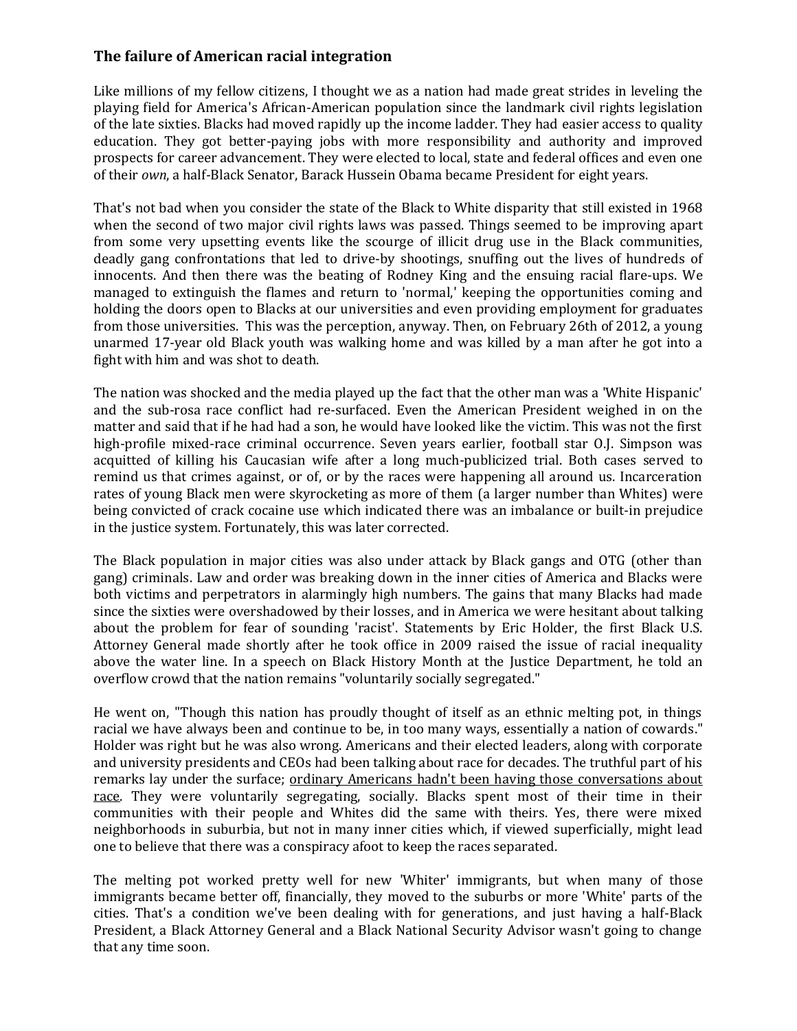### The failure of American racial integration

Like millions of my fellow citizens, I thought we as a nation had made great strides in leveling the playing field for America's African-American population since the landmark civil rights legislation of the late sixties. Blacks had moved rapidly up the income ladder. They had easier access to quality education. They got better-paying jobs with more responsibility and authority and improved prospects for career advancement. They were elected to local, state and federal offices and even one of their *own*, a half-Black Senator, Barack Hussein Obama became President for eight years.

That's not bad when you consider the state of the Black to White disparity that still existed in 1968 when the second of two major civil rights laws was passed. Things seemed to be improving apart from some very upsetting events like the scourge of illicit drug use in the Black communities, deadly gang confrontations that led to drive-by shootings, snuffing out the lives of hundreds of innocents. And then there was the beating of Rodney King and the ensuing racial flare-ups. We managed to extinguish the flames and return to 'normal,' keeping the opportunities coming and holding the doors open to Blacks at our universities and even providing employment for graduates from those universities. This was the perception, anyway. Then, on February 26th of 2012, a young unarmed 17-year old Black youth was walking home and was killed by a man after he got into a fight with him and was shot to death.

The nation was shocked and the media played up the fact that the other man was a 'White Hispanic' and the sub-rosa race conflict had re-surfaced. Even the American President weighed in on the matter and said that if he had had a son, he would have looked like the victim. This was not the first high-profile mixed-race criminal occurrence. Seven years earlier, football star O.J. Simpson was acquitted of killing his Caucasian wife after a long much-publicized trial. Both cases served to remind us that crimes against, or of, or by the races were happening all around us. Incarceration rates of young Black men were skyrocketing as more of them (a larger number than Whites) were being convicted of crack cocaine use which indicated there was an imbalance or built-in prejudice in the justice system. Fortunately, this was later corrected.

The Black population in major cities was also under attack by Black gangs and OTG (other than gang) criminals. Law and order was breaking down in the inner cities of America and Blacks were both victims and perpetrators in alarmingly high numbers. The gains that many Blacks had made since the sixties were overshadowed by their losses, and in America we were hesitant about talking about the problem for fear of sounding 'racist'. Statements by Eric Holder, the first Black U.S. Attorney General made shortly after he took office in 2009 raised the issue of racial inequality above the water line. In a speech on Black History Month at the Justice Department, he told an overflow crowd that the nation remains "voluntarily socially segregated."

He went on, "Though this nation has proudly thought of itself as an ethnic melting pot, in things racial we have always been and continue to be, in too many ways, essentially a nation of cowards." Holder was right but he was also wrong. Americans and their elected leaders, along with corporate and university presidents and CEOs had been talking about race for decades. The truthful part of his remarks lay under the surface; <u>ordinary Americans hadn't been having those conversations about race</u>. They were voluntarily segregating, socially. Blacks spent most of their time in their communities with their people and Whites did the same with theirs. Yes, there were mixed neighborhoods in suburbia, but not in many inner cities which, if viewed superficially, might lead one to believe that there was a conspiracy afoot to keep the races separated.

The melting pot worked pretty well for new 'Whiter' immigrants, but when many of those immigrants became better off, financially, they moved to the suburbs or more 'White' parts of the cities. That's a condition we've been dealing with for generations, and just having a half-Black President, a Black Attorney General and a Black National Security Advisor wasn't going to change that any time soon.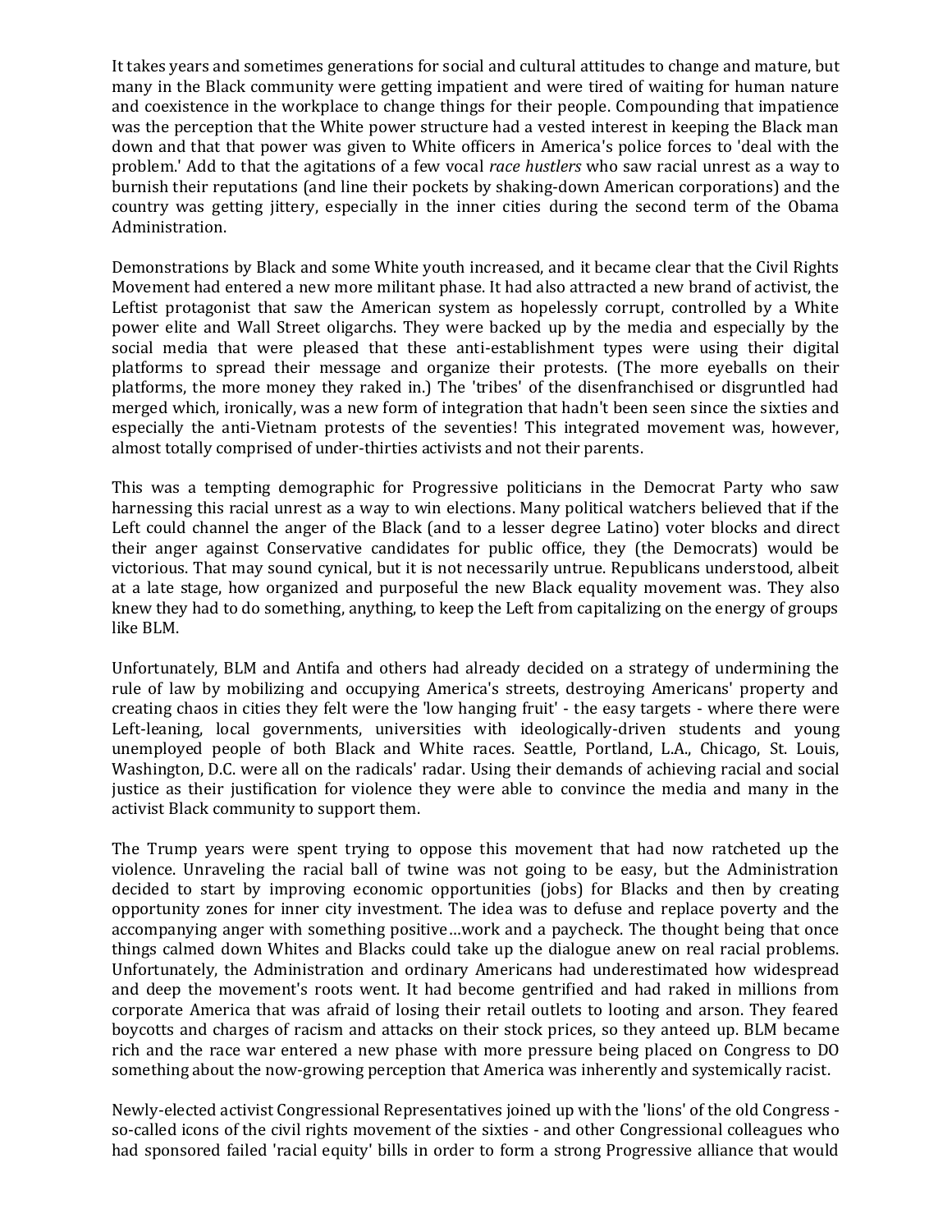It takes years and sometimes generations for social and cultural attitudes to change and mature, but many in the Black community were getting impatient and were tired of waiting for human nature and coexistence in the workplace to change things for their people. Compounding that impatience was the perception that the White power structure had a vested interest in keeping the Black man down and that that power was given to White officers in America's police forces to 'deal with the problem.' Add to that the agitations of a few vocal *race hustlers* who saw racial unrest as a way to burnish their reputations (and line their pockets by shaking-down American corporations) and the country was getting jittery, especially in the inner cities during the second term of the Obama Administration.

Demonstrations by Black and some White youth increased, and it became clear that the Civil Rights Movement had entered a new more militant phase. It had also attracted a new brand of activist, the Leftist protagonist that saw the American system as hopelessly corrupt, controlled by a White power elite and Wall Street oligarchs. They were backed up by the media and especially by the social media that were pleased that these anti-establishment types were using their digital platforms to spread their message and organize their protests. (The more eyeballs on their platforms, the more money they raked in.) The 'tribes' of the disenfranchised or disgruntled had merged which, ironically, was a new form of integration that hadn't been seen since the sixties and especially the anti-Vietnam protests of the seventies! This integrated movement was, however, almost totally comprised of under-thirties activists and not their parents.

This was a tempting demographic for Progressive politicians in the Democrat Party who saw harnessing this racial unrest as a way to win elections. Many political watchers believed that if the Left could channel the anger of the Black (and to a lesser degree Latino) voter blocks and direct their anger against Conservative candidates for public office, they (the Democrats) would be victorious. That may sound cynical, but it is not necessarily untrue. Republicans understood, albeit at a late stage, how organized and purposeful the new Black equality movement was. They also knew they had to do something, anything, to keep the Left from capitalizing on the energy of groups like BLM.

Unfortunately, BLM and Antifa and others had already decided on a strategy of undermining the rule of law by mobilizing and occupying America's streets, destroying Americans' property and creating chaos in cities they felt were the 'low hanging fruit' - the easy targets - where there were Left-leaning, local governments, universities with ideologically-driven students and young unemployed people of both Black and White races. Seattle, Portland, L.A., Chicago, St. Louis, Washington, D.C. were all on the radicals' radar. Using their demands of achieving racial and social justice as their justification for violence they were able to convince the media and many in the activist Black community to support them.

The Trump years were spent trying to oppose this movement that had now ratcheted up the violence. Unraveling the racial ball of twine was not going to be easy, but the Administration decided to start by improving economic opportunities (jobs) for Blacks and then by creating opportunity zones for inner city investment. The idea was to defuse and replace poverty and the accompanying anger with something positive…work and a paycheck. The thought being that once things calmed down Whites and Blacks could take up the dialogue anew on real racial problems. Unfortunately, the Administration and ordinary Americans had underestimated how widespread and deep the movement's roots went. It had become gentrified and had raked in millions from corporate America that was afraid of losing their retail outlets to looting and arson. They feared boycotts and charges of racism and attacks on their stock prices, so they anteed up. BLM became rich and the race war entered a new phase with more pressure being placed on Congress to DO something about the now-growing perception that America was inherently and systemically racist.

Newly-elected activist Congressional Representatives joined up with the 'lions' of the old Congress - so-called icons of the civil rights movement of the sixties - and other Congressional colleagues who had sponsored failed 'racial equity' bills in order to form a strong Progressive alliance that would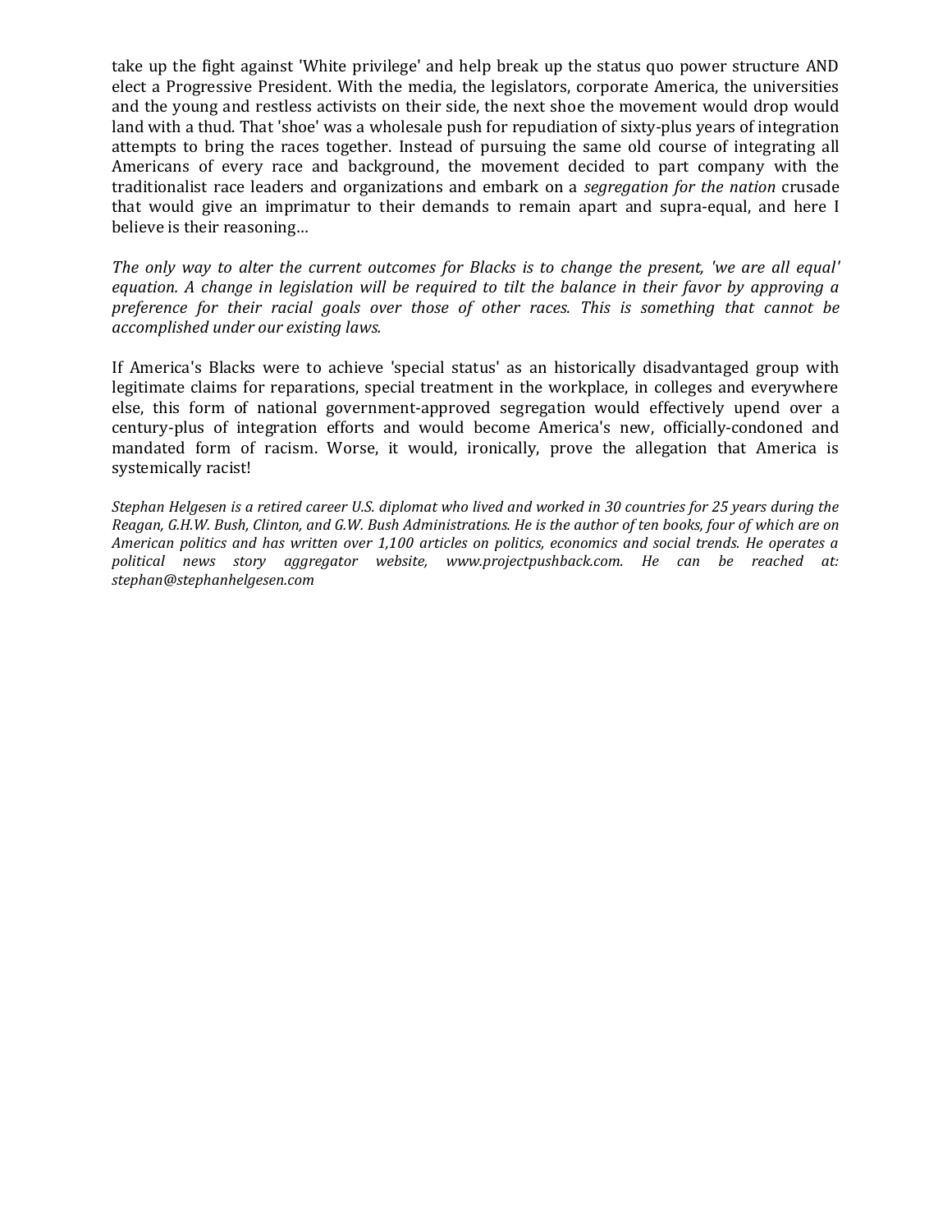take up the fight against 'White privilege' and help break up the status quo power structure AND elect a Progressive President. With the media, the legislators, corporate America, the universities and the young and restless activists on their side, the next shoe the movement would drop would land with a thud. That 'shoe' was a wholesale push for repudiation of sixty-plus years of integration attempts to bring the races together. Instead of pursuing the same old course of integrating all Americans of every race and background, the movement decided to part company with the traditionalist race leaders and organizations and embark on a *segregation for the nation* crusade that would give an imprimatur to their demands to remain apart and supra-equal, and here I believe is their reasoning…

*The only way to alter the current outcomes for Blacks is to change the present, 'we are all equal' equation. A change in legislation will be required to tilt the balance in their favor by approving a preference for their racial goals over those of other races. This is something that cannot be accomplished under our existing laws.*

If America's Blacks were to achieve 'special status' as an historically disadvantaged group with legitimate claims for reparations, special treatment in the workplace, in colleges and everywhere else, this form of national government-approved segregation would effectively upend over a century-plus of integration efforts and would become America's new, officially-condoned and mandated form of racism. Worse, it would, ironically, prove the allegation that America is systemically racist!

*Stephan Helgesen is a retired career U.S. diplomat who lived and worked in 30 countries for 25 years during the Reagan, G.H.W. Bush, Clinton, and G.W. Bush Administrations. He is the author of ten books, four of which are on American politics and has written over 1,100 articles on politics, economics and social trends. He operates a political news story aggregator website, www.projectpushback.com. He can be reached at: stephan@stephanhelgesen.com*